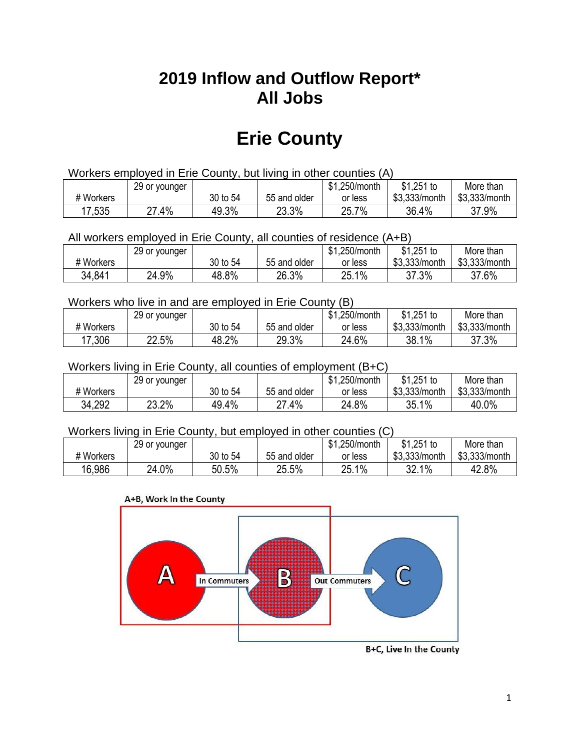# 2019 Inflow and Outflow Report*
# All Jobs

## Erie County

Workers employed in Erie County, but living in other counties (A)

| # Workers | 29 or younger | 30 to 54 | 55 and older | $1,250/month or less | $1,251 to $3,333/month | More than $3,333/month |
|---|---|---|---|---|---|---|
| 17,535 | 27.4% | 49.3% | 23.3% | 25.7% | 36.4% | 37.9% |

All workers employed in Erie County, all counties of residence (A+B)

| # Workers | 29 or younger | 30 to 54 | 55 and older | $1,250/month or less | $1,251 to $3,333/month | More than $3,333/month |
|---|---|---|---|---|---|---|
| 34,841 | 24.9% | 48.8% | 26.3% | 25.1% | 37.3% | 37.6% |

Workers who live in and are employed in Erie County (B)

| # Workers | 29 or younger | 30 to 54 | 55 and older | $1,250/month or less | $1,251 to $3,333/month | More than $3,333/month |
|---|---|---|---|---|---|---|
| 17,306 | 22.5% | 48.2% | 29.3% | 24.6% | 38.1% | 37.3% |

Workers living in Erie County, all counties of employment (B+C)

| # Workers | 29 or younger | 30 to 54 | 55 and older | $1,250/month or less | $1,251 to $3,333/month | More than $3,333/month |
|---|---|---|---|---|---|---|
| 34,292 | 23.2% | 49.4% | 27.4% | 24.8% | 35.1% | 40.0% |

Workers living in Erie County, but employed in other counties (C)

| # Workers | 29 or younger | 30 to 54 | 55 and older | $1,250/month or less | $1,251 to $3,333/month | More than $3,333/month |
|---|---|---|---|---|---|---|
| 16,986 | 24.0% | 50.5% | 25.5% | 25.1% | 32.1% | 42.8% |

A+B, Work In the County

A — In Commuters → B — Out Commuters → C

B+C, Live In the County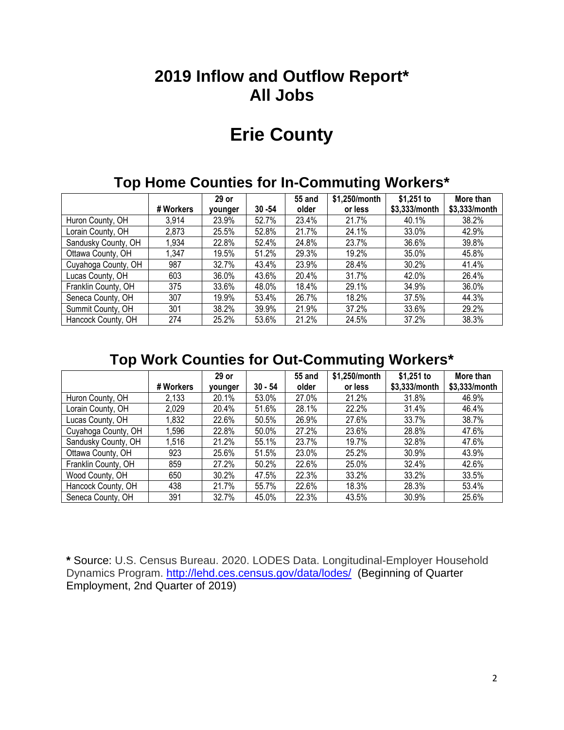# 2019 Inflow and Outflow Report*
# All Jobs

# Erie County

## Top Home Counties for In-Commuting Workers*

| | # Workers | 29 or younger | 30 -54 | 55 and older | $1,250/month or less | $1,251 to $3,333/month | More than $3,333/month |
|---|---|---|---|---|---|---|---|
| Huron County, OH | 3,914 | 23.9% | 52.7% | 23.4% | 21.7% | 40.1% | 38.2% |
| Lorain County, OH | 2,873 | 25.5% | 52.8% | 21.7% | 24.1% | 33.0% | 42.9% |
| Sandusky County, OH | 1,934 | 22.8% | 52.4% | 24.8% | 23.7% | 36.6% | 39.8% |
| Ottawa County, OH | 1,347 | 19.5% | 51.2% | 29.3% | 19.2% | 35.0% | 45.8% |
| Cuyahoga County, OH | 987 | 32.7% | 43.4% | 23.9% | 28.4% | 30.2% | 41.4% |
| Lucas County, OH | 603 | 36.0% | 43.6% | 20.4% | 31.7% | 42.0% | 26.4% |
| Franklin County, OH | 375 | 33.6% | 48.0% | 18.4% | 29.1% | 34.9% | 36.0% |
| Seneca County, OH | 307 | 19.9% | 53.4% | 26.7% | 18.2% | 37.5% | 44.3% |
| Summit County, OH | 301 | 38.2% | 39.9% | 21.9% | 37.2% | 33.6% | 29.2% |
| Hancock County, OH | 274 | 25.2% | 53.6% | 21.2% | 24.5% | 37.2% | 38.3% |

## Top Work Counties for Out-Commuting Workers*

| | # Workers | 29 or younger | 30 - 54 | 55 and older | $1,250/month or less | $1,251 to $3,333/month | More than $3,333/month |
|---|---|---|---|---|---|---|---|
| Huron County, OH | 2,133 | 20.1% | 53.0% | 27.0% | 21.2% | 31.8% | 46.9% |
| Lorain County, OH | 2,029 | 20.4% | 51.6% | 28.1% | 22.2% | 31.4% | 46.4% |
| Lucas County, OH | 1,832 | 22.6% | 50.5% | 26.9% | 27.6% | 33.7% | 38.7% |
| Cuyahoga County, OH | 1,596 | 22.8% | 50.0% | 27.2% | 23.6% | 28.8% | 47.6% |
| Sandusky County, OH | 1,516 | 21.2% | 55.1% | 23.7% | 19.7% | 32.8% | 47.6% |
| Ottawa County, OH | 923 | 25.6% | 51.5% | 23.0% | 25.2% | 30.9% | 43.9% |
| Franklin County, OH | 859 | 27.2% | 50.2% | 22.6% | 25.0% | 32.4% | 42.6% |
| Wood County, OH | 650 | 30.2% | 47.5% | 22.3% | 33.2% | 33.2% | 33.5% |
| Hancock County, OH | 438 | 21.7% | 55.7% | 22.6% | 18.3% | 28.3% | 53.4% |
| Seneca County, OH | 391 | 32.7% | 45.0% | 22.3% | 43.5% | 30.9% | 25.6% |

**\*** Source: U.S. Census Bureau. 2020. LODES Data. Longitudinal-Employer Household Dynamics Program. http://lehd.ces.census.gov/data/lodes/ (Beginning of Quarter Employment, 2nd Quarter of 2019)